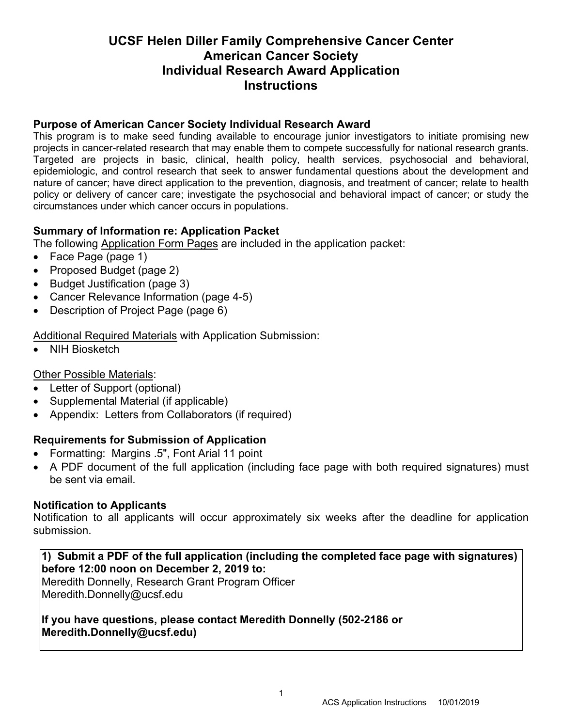# UCSF Helen Diller Family Comprehensive Cancer Center
# American Cancer Society
# Individual Research Award Application
# Instructions

### Purpose of American Cancer Society Individual Research Award

This program is to make seed funding available to encourage junior investigators to initiate promising new projects in cancer-related research that may enable them to compete successfully for national research grants. Targeted are projects in basic, clinical, health policy, health services, psychosocial and behavioral, epidemiologic, and control research that seek to answer fundamental questions about the development and nature of cancer; have direct application to the prevention, diagnosis, and treatment of cancer; relate to health policy or delivery of cancer care; investigate the psychosocial and behavioral impact of cancer; or study the circumstances under which cancer occurs in populations.

### Summary of Information re: Application Packet

The following Application Form Pages are included in the application packet:

- Face Page (page 1)
- Proposed Budget (page 2)
- Budget Justification (page 3)
- Cancer Relevance Information (page 4-5)
- Description of Project Page (page 6)

Additional Required Materials with Application Submission:

- NIH Biosketch

Other Possible Materials:

- Letter of Support (optional)
- Supplemental Material (if applicable)
- Appendix: Letters from Collaborators (if required)

### Requirements for Submission of Application

- Formatting: Margins .5", Font Arial 11 point
- A PDF document of the full application (including face page with both required signatures) must be sent via email.

### Notification to Applicants

Notification to all applicants will occur approximately six weeks after the deadline for application submission.

**1) Submit a PDF of the full application (including the completed face page with signatures) before 12:00 noon on December 2, 2019 to:**
Meredith Donnelly, Research Grant Program Officer
Meredith.Donnelly@ucsf.edu

**If you have questions, please contact Meredith Donnelly (502-2186 or Meredith.Donnelly@ucsf.edu)**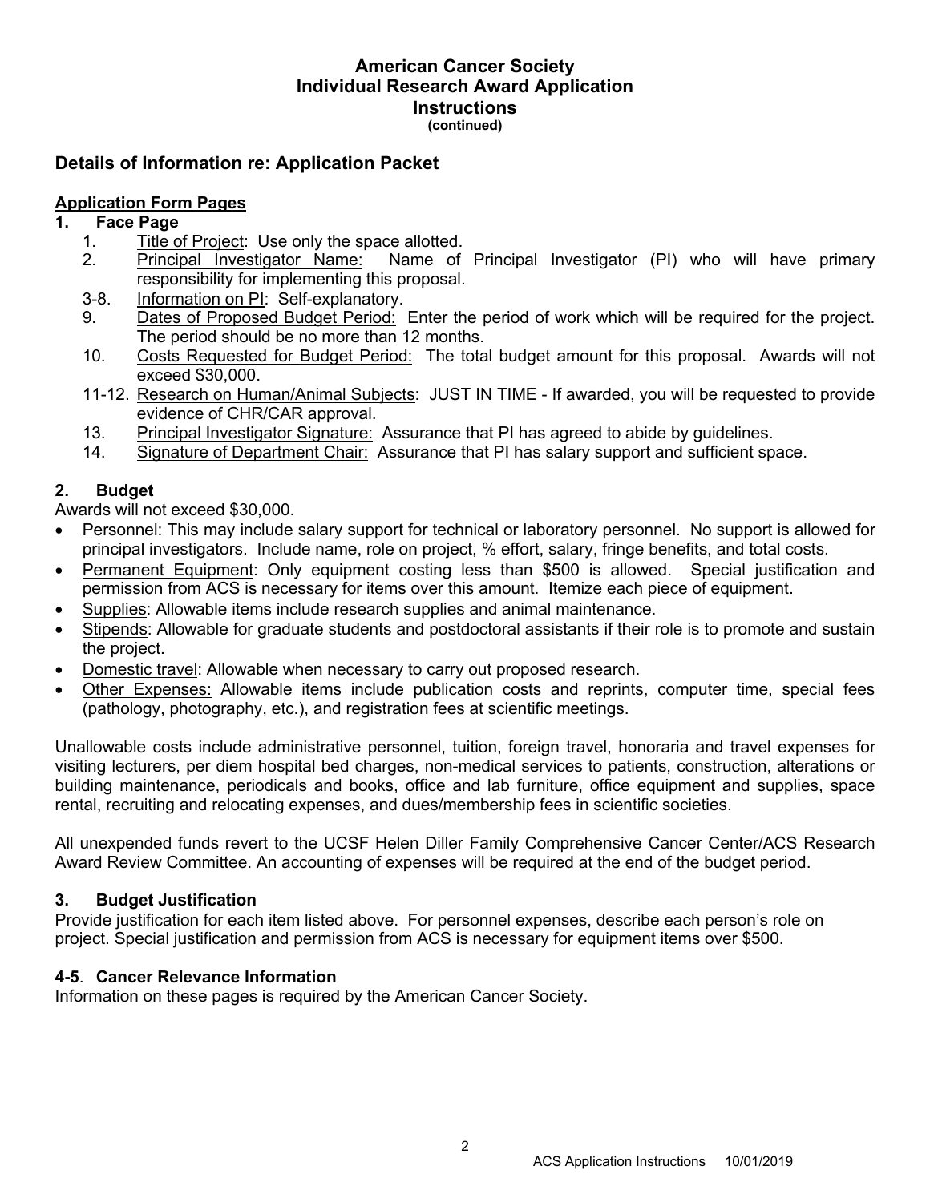# American Cancer Society
# Individual Research Award Application
# Instructions
**(continued)**

## Details of Information re: Application Packet

**Application Form Pages**

### 1. Face Page

1. Title of Project: Use only the space allotted.
2. Principal Investigator Name: Name of Principal Investigator (PI) who will have primary responsibility for implementing this proposal.

3-8. Information on PI: Self-explanatory.

9. Dates of Proposed Budget Period: Enter the period of work which will be required for the project. The period should be no more than 12 months.
10. Costs Requested for Budget Period: The total budget amount for this proposal. Awards will not exceed $30,000.

11-12. Research on Human/Animal Subjects: JUST IN TIME - If awarded, you will be requested to provide evidence of CHR/CAR approval.

13. Principal Investigator Signature: Assurance that PI has agreed to abide by guidelines.
14. Signature of Department Chair: Assurance that PI has salary support and sufficient space.

### 2. Budget

Awards will not exceed $30,000.

- Personnel: This may include salary support for technical or laboratory personnel. No support is allowed for principal investigators. Include name, role on project, % effort, salary, fringe benefits, and total costs.
- Permanent Equipment: Only equipment costing less than $500 is allowed. Special justification and permission from ACS is necessary for items over this amount. Itemize each piece of equipment.
- Supplies: Allowable items include research supplies and animal maintenance.
- Stipends: Allowable for graduate students and postdoctoral assistants if their role is to promote and sustain the project.
- Domestic travel: Allowable when necessary to carry out proposed research.
- Other Expenses: Allowable items include publication costs and reprints, computer time, special fees (pathology, photography, etc.), and registration fees at scientific meetings.

Unallowable costs include administrative personnel, tuition, foreign travel, honoraria and travel expenses for visiting lecturers, per diem hospital bed charges, non-medical services to patients, construction, alterations or building maintenance, periodicals and books, office and lab furniture, office equipment and supplies, space rental, recruiting and relocating expenses, and dues/membership fees in scientific societies.

All unexpended funds revert to the UCSF Helen Diller Family Comprehensive Cancer Center/ACS Research Award Review Committee. An accounting of expenses will be required at the end of the budget period.

### 3. Budget Justification

Provide justification for each item listed above. For personnel expenses, describe each person's role on project. Special justification and permission from ACS is necessary for equipment items over $500.

### 4-5. Cancer Relevance Information

Information on these pages is required by the American Cancer Society.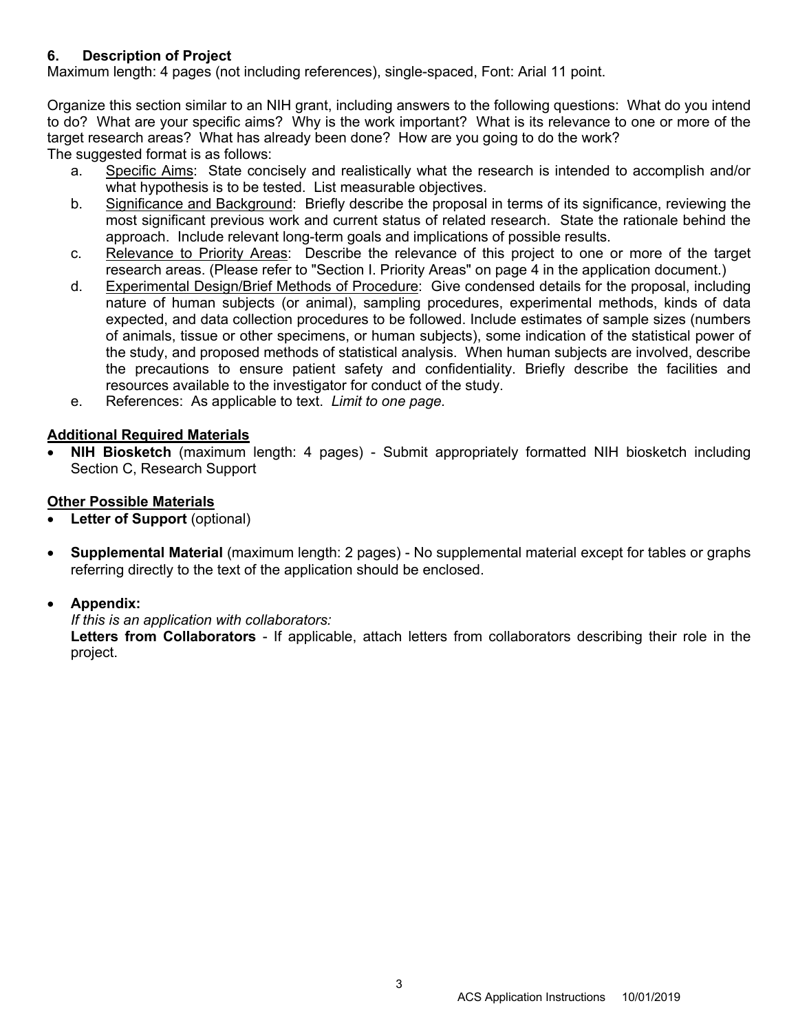**6. Description of Project**

Maximum length: 4 pages (not including references), single-spaced, Font: Arial 11 point.

Organize this section similar to an NIH grant, including answers to the following questions: What do you intend to do? What are your specific aims? Why is the work important? What is its relevance to one or more of the target research areas? What has already been done? How are you going to do the work?

The suggested format is as follows:

a. Specific Aims: State concisely and realistically what the research is intended to accomplish and/or what hypothesis is to be tested. List measurable objectives.
b. Significance and Background: Briefly describe the proposal in terms of its significance, reviewing the most significant previous work and current status of related research. State the rationale behind the approach. Include relevant long-term goals and implications of possible results.
c. Relevance to Priority Areas: Describe the relevance of this project to one or more of the target research areas. (Please refer to "Section I. Priority Areas" on page 4 in the application document.)
d. Experimental Design/Brief Methods of Procedure: Give condensed details for the proposal, including nature of human subjects (or animal), sampling procedures, experimental methods, kinds of data expected, and data collection procedures to be followed. Include estimates of sample sizes (numbers of animals, tissue or other specimens, or human subjects), some indication of the statistical power of the study, and proposed methods of statistical analysis. When human subjects are involved, describe the precautions to ensure patient safety and confidentiality. Briefly describe the facilities and resources available to the investigator for conduct of the study.
e. References: As applicable to text. *Limit to one page.*

**Additional Required Materials**

- **NIH Biosketch** (maximum length: 4 pages) - Submit appropriately formatted NIH biosketch including Section C, Research Support

**Other Possible Materials**

- **Letter of Support** (optional)
- **Supplemental Material** (maximum length: 2 pages) - No supplemental material except for tables or graphs referring directly to the text of the application should be enclosed.
- **Appendix:**
  *If this is an application with collaborators:*
  **Letters from Collaborators** - If applicable, attach letters from collaborators describing their role in the project.